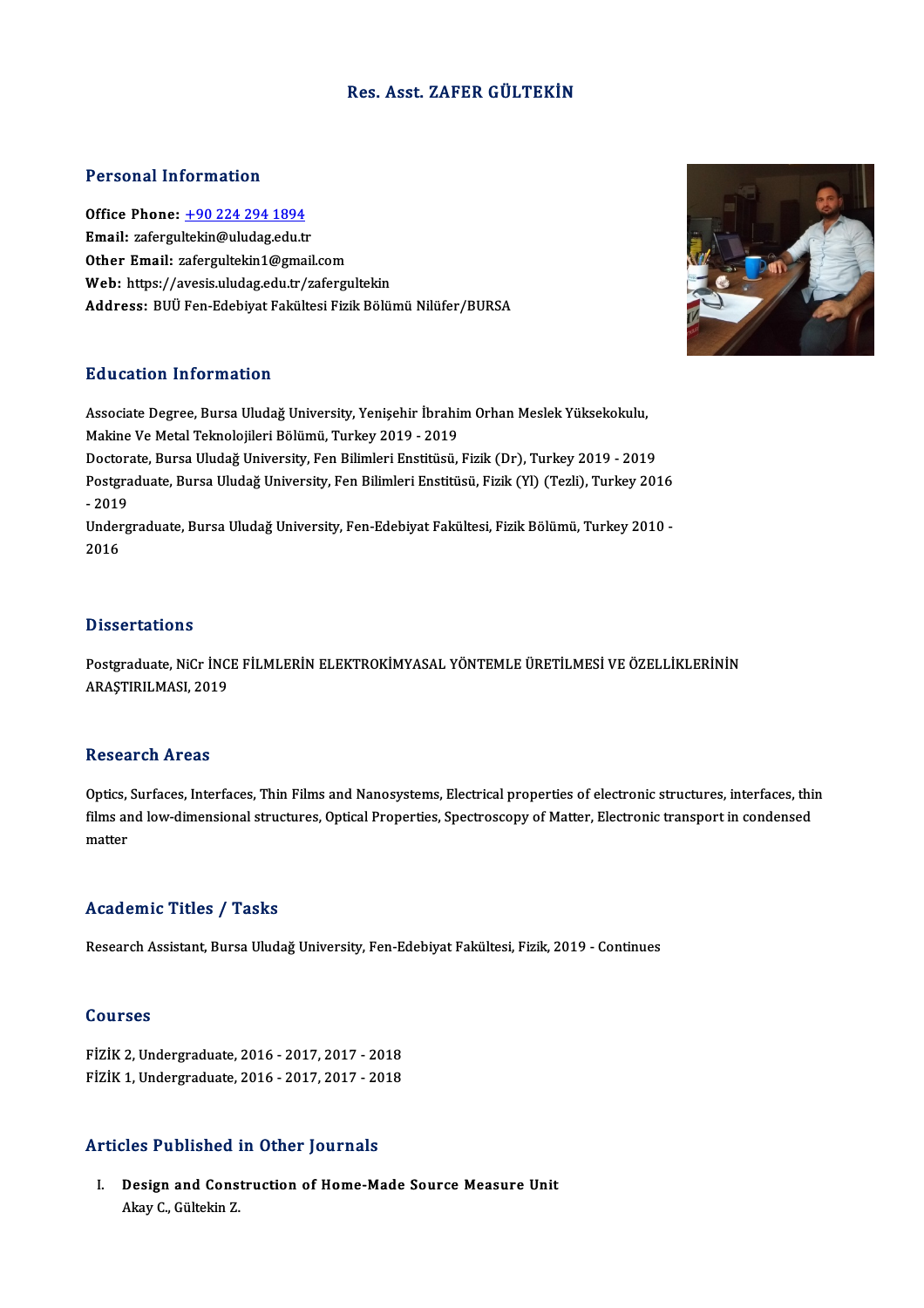# Res. Asst. ZAFER GÜLTEKİN

## Personal Information

**Office Phone:** +90 224 294 1894
**Email:** zafergultekin@uludag.edu.tr
**Other Email:** zafergultekin1@gmail.com
**Web:** https://avesis.uludag.edu.tr/zafergultekin
**Address:** BUÜ Fen-Edebiyat Fakültesi Fizik Bölümü Nilüfer/BURSA

## Education Information

Associate Degree, Bursa Uludağ University, Yenişehir İbrahim Orhan Meslek Yüksekokulu, Makine Ve Metal Teknolojileri Bölümü, Turkey 2019 - 2019
Doctorate, Bursa Uludağ University, Fen Bilimleri Enstitüsü, Fizik (Dr), Turkey 2019 - 2019
Postgraduate, Bursa Uludağ University, Fen Bilimleri Enstitüsü, Fizik (Yl) (Tezli), Turkey 2016 - 2019
Undergraduate, Bursa Uludağ University, Fen-Edebiyat Fakültesi, Fizik Bölümü, Turkey 2010 - 2016

## Dissertations

Postgraduate, NiCr İNCE FİLMLERİN ELEKTROKİMYASAL YÖNTEMLE ÜRETİLMESİ VE ÖZELLİKLERİNİN ARAŞTIRILMASI, 2019

## Research Areas

Optics, Surfaces, Interfaces, Thin Films and Nanosystems, Electrical properties of electronic structures, interfaces, thin films and low-dimensional structures, Optical Properties, Spectroscopy of Matter, Electronic transport in condensed matter

## Academic Titles / Tasks

Research Assistant, Bursa Uludağ University, Fen-Edebiyat Fakültesi, Fizik, 2019 - Continues

## Courses

FİZİK 2, Undergraduate, 2016 - 2017, 2017 - 2018
FİZİK 1, Undergraduate, 2016 - 2017, 2017 - 2018

## Articles Published in Other Journals

I. **Design and Construction of Home-Made Source Measure Unit**
Akay C., Gültekin Z.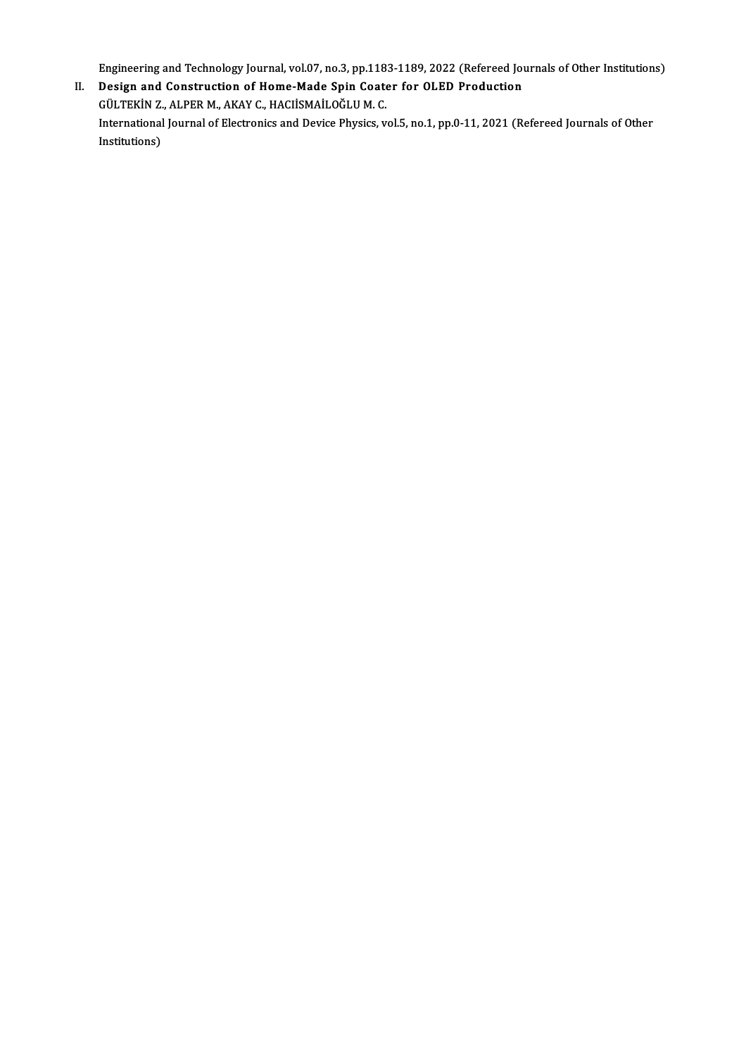Engineering and Technology Journal, vol.07, no.3, pp.1183-1189, 2022 (Refereed Journals of Other Institutions)

II. **Design and Construction of Home-Made Spin Coater for OLED Production**
GÜLTEKİN Z., ALPER M., AKAY C., HACIİSMAİLOĞLU M. C.
International Journal of Electronics and Device Physics, vol.5, no.1, pp.0-11, 2021 (Refereed Journals of Other Institutions)